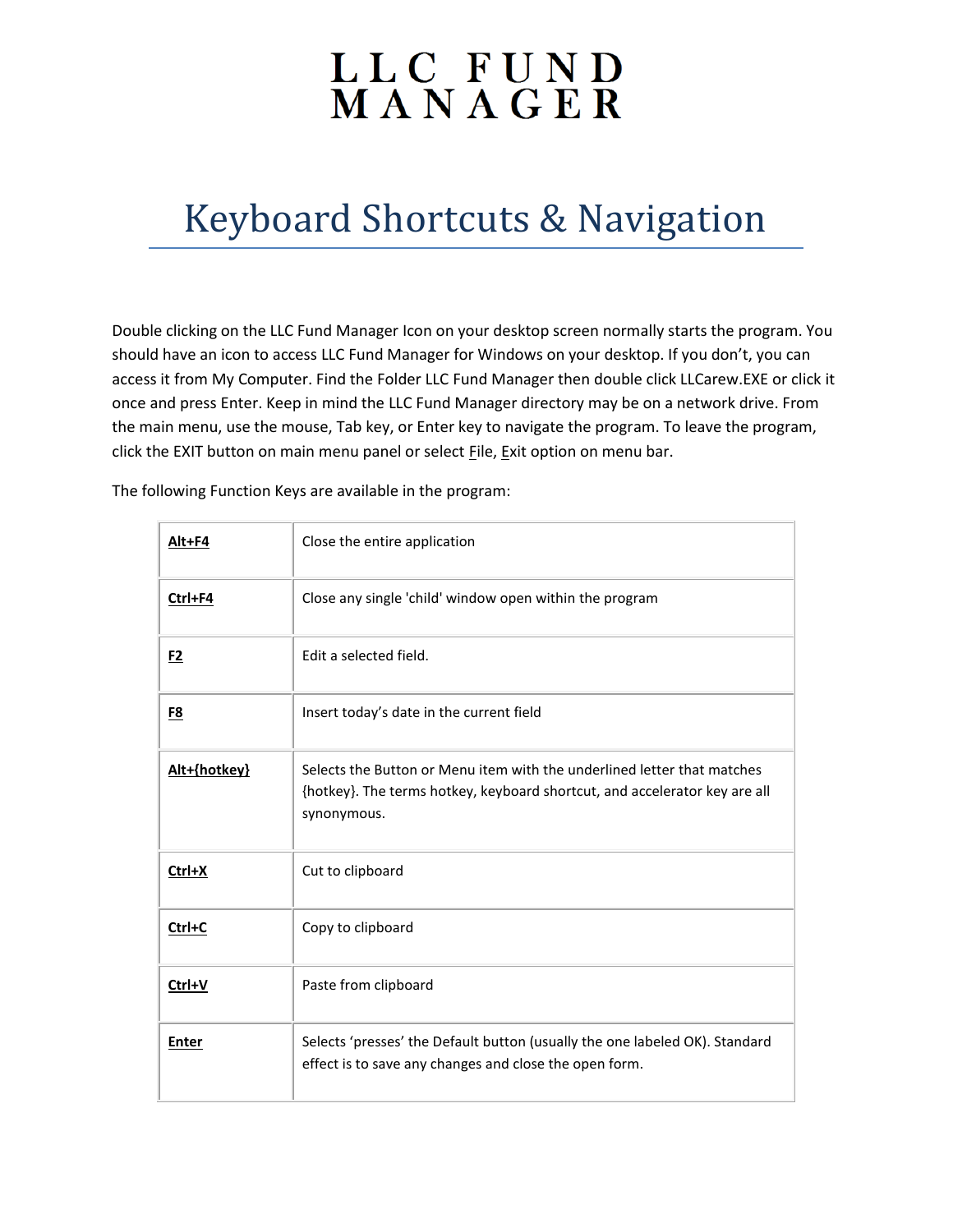# LLC FUND MANAGER

## Keyboard Shortcuts & Navigation

Double clicking on the LLC Fund Manager Icon on your desktop screen normally starts the program. You should have an icon to access LLC Fund Manager for Windows on your desktop. If you don't, you can access it from My Computer. Find the Folder LLC Fund Manager then double click LLCarew.EXE or click it once and press Enter. Keep in mind the LLC Fund Manager directory may be on a network drive. From the main menu, use the mouse, Tab key, or Enter key to navigate the program. To leave the program, click the EXIT button on main menu panel or select File, Exit option on menu bar.

The following Function Keys are available in the program:

| Key | Description |
|---|---|
| **Alt+F4** | Close the entire application |
| **Ctrl+F4** | Close any single 'child' window open within the program |
| **F2** | Edit a selected field. |
| **F8** | Insert today's date in the current field |
| **Alt+{hotkey}** | Selects the Button or Menu item with the underlined letter that matches {hotkey}. The terms hotkey, keyboard shortcut, and accelerator key are all synonymous. |
| **Ctrl+X** | Cut to clipboard |
| **Ctrl+C** | Copy to clipboard |
| **Ctrl+V** | Paste from clipboard |
| **Enter** | Selects 'presses' the Default button (usually the one labeled OK). Standard effect is to save any changes and close the open form. |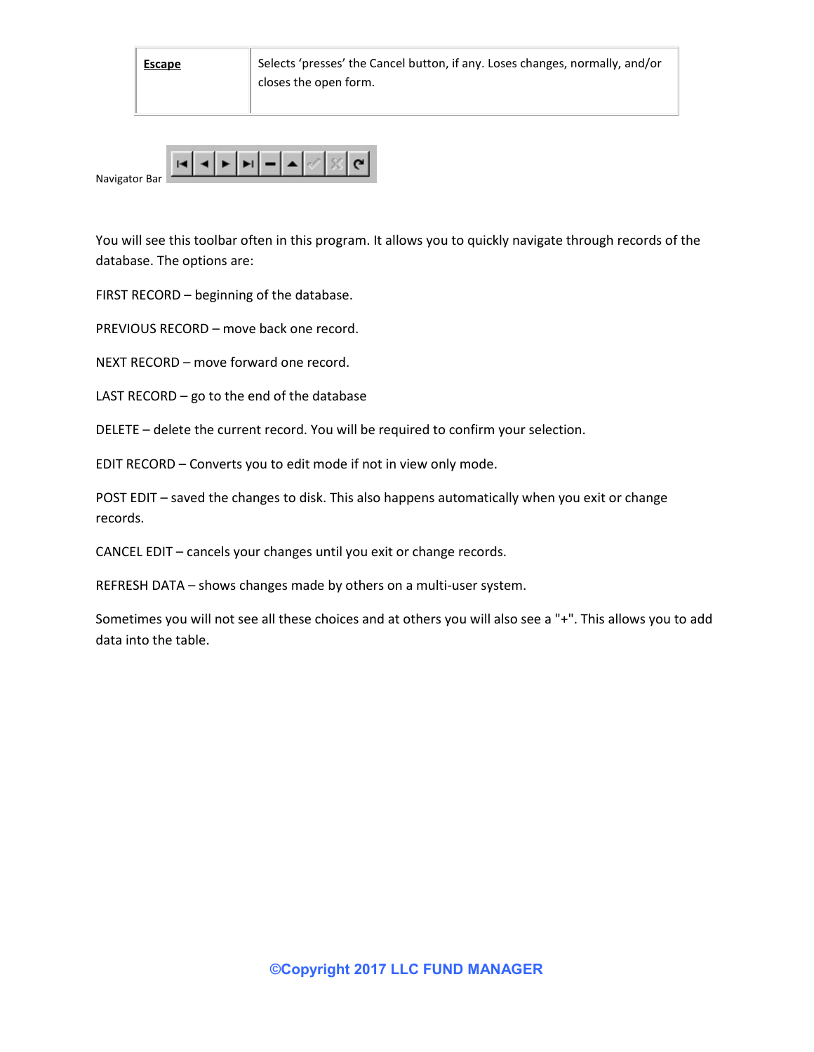| | |
|---|---|
| **Escape** | Selects 'presses' the Cancel button, if any. Loses changes, normally, and/or closes the open form. |

Navigator Bar

You will see this toolbar often in this program. It allows you to quickly navigate through records of the database. The options are:

FIRST RECORD – beginning of the database.

PREVIOUS RECORD – move back one record.

NEXT RECORD – move forward one record.

LAST RECORD – go to the end of the database

DELETE – delete the current record. You will be required to confirm your selection.

EDIT RECORD – Converts you to edit mode if not in view only mode.

POST EDIT – saved the changes to disk. This also happens automatically when you exit or change records.

CANCEL EDIT – cancels your changes until you exit or change records.

REFRESH DATA – shows changes made by others on a multi-user system.

Sometimes you will not see all these choices and at others you will also see a "+". This allows you to add data into the table.